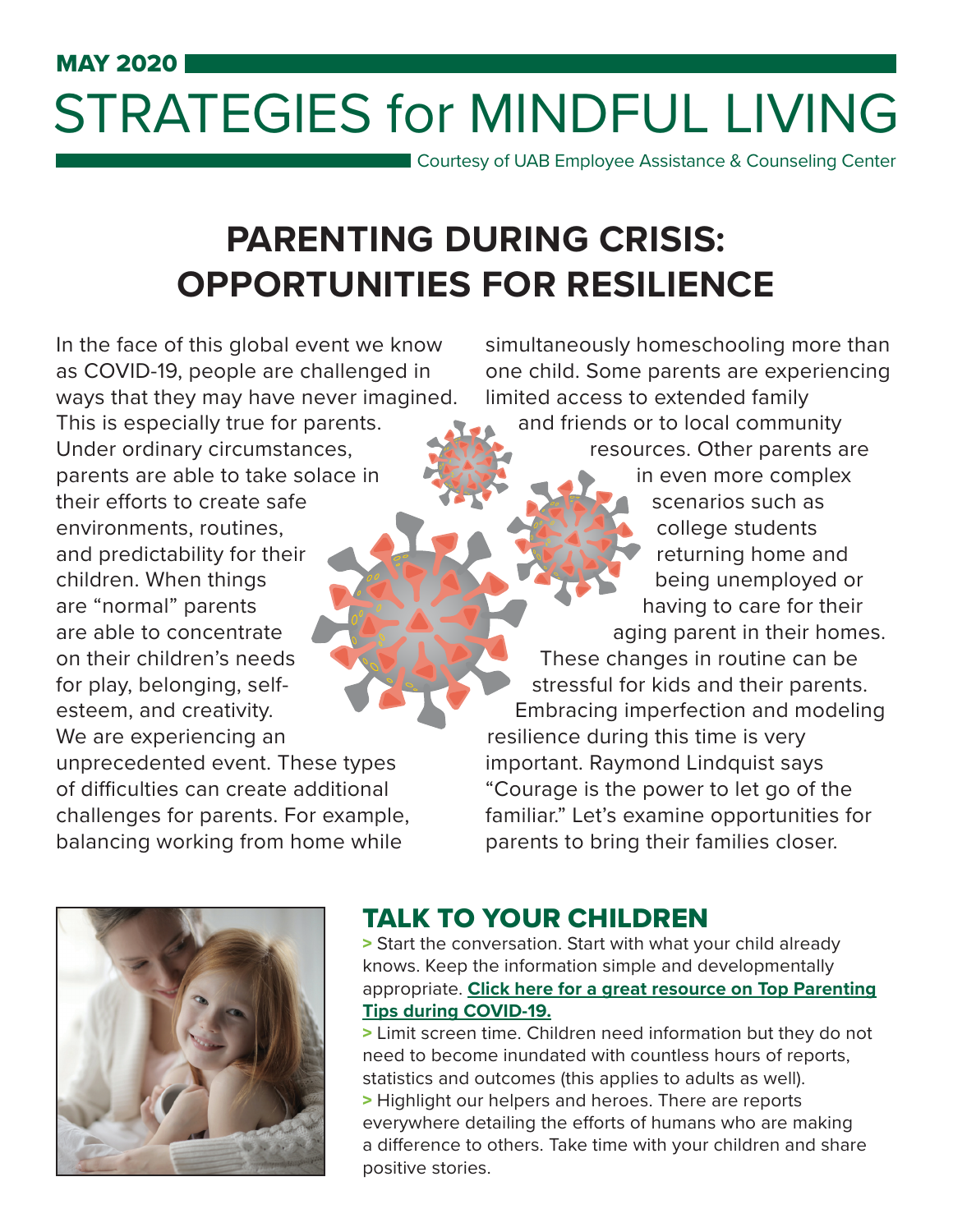MAY 2020

# STRATEGIES for MINDFUL LIVING

Courtesy of UAB Employee Assistance & Counseling Center

## PARENTING DURING CRISIS: OPPORTUNITIES FOR RESILIENCE

In the face of this global event we know as COVID-19, people are challenged in ways that they may have never imagined. This is especially true for parents. Under ordinary circumstances, parents are able to take solace in their efforts to create safe environments, routines, and predictability for their children. When things are "normal" parents are able to concentrate on their children's needs for play, belonging, self-esteem, and creativity. We are experiencing an unprecedented event. These types of difficulties can create additional challenges for parents. For example, balancing working from home while simultaneously homeschooling more than one child. Some parents are experiencing limited access to extended family and friends or to local community resources. Other parents are in even more complex scenarios such as college students returning home and being unemployed or having to care for their aging parent in their homes. These changes in routine can be stressful for kids and their parents. Embracing imperfection and modeling resilience during this time is very important. Raymond Lindquist says "Courage is the power to let go of the familiar." Let's examine opportunities for parents to bring their families closer.

### TALK TO YOUR CHILDREN

> Start the conversation. Start with what your child already knows. Keep the information simple and developmentally appropriate. **Click here for a great resource on Top Parenting Tips during COVID-19.**

> Limit screen time. Children need information but they do not need to become inundated with countless hours of reports, statistics and outcomes (this applies to adults as well).

> Highlight our helpers and heroes. There are reports everywhere detailing the efforts of humans who are making a difference to others. Take time with your children and share positive stories.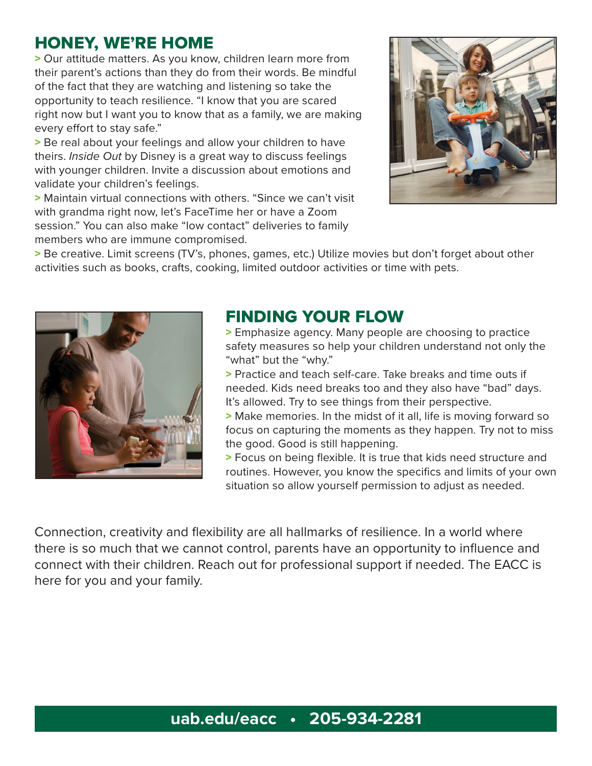## HONEY, WE'RE HOME

> Our attitude matters. As you know, children learn more from their parent's actions than they do from their words. Be mindful of the fact that they are watching and listening so take the opportunity to teach resilience. "I know that you are scared right now but I want you to know that as a family, we are making every effort to stay safe."

> Be real about your feelings and allow your children to have theirs. *Inside Out* by Disney is a great way to discuss feelings with younger children. Invite a discussion about emotions and validate your children's feelings.

> Maintain virtual connections with others. "Since we can't visit with grandma right now, let's FaceTime her or have a Zoom session." You can also make "low contact" deliveries to family members who are immune compromised.

> Be creative. Limit screens (TV's, phones, games, etc.) Utilize movies but don't forget about other activities such as books, crafts, cooking, limited outdoor activities or time with pets.

## FINDING YOUR FLOW

> Emphasize agency. Many people are choosing to practice safety measures so help your children understand not only the "what" but the "why."

> Practice and teach self-care. Take breaks and time outs if needed. Kids need breaks too and they also have "bad" days. It's allowed. Try to see things from their perspective.

> Make memories. In the midst of it all, life is moving forward so focus on capturing the moments as they happen. Try not to miss the good. Good is still happening.

> Focus on being flexible. It is true that kids need structure and routines. However, you know the specifics and limits of your own situation so allow yourself permission to adjust as needed.

Connection, creativity and flexibility are all hallmarks of resilience. In a world where there is so much that we cannot control, parents have an opportunity to influence and connect with their children. Reach out for professional support if needed. The EACC is here for you and your family.

**uab.edu/eacc • 205-934-2281**